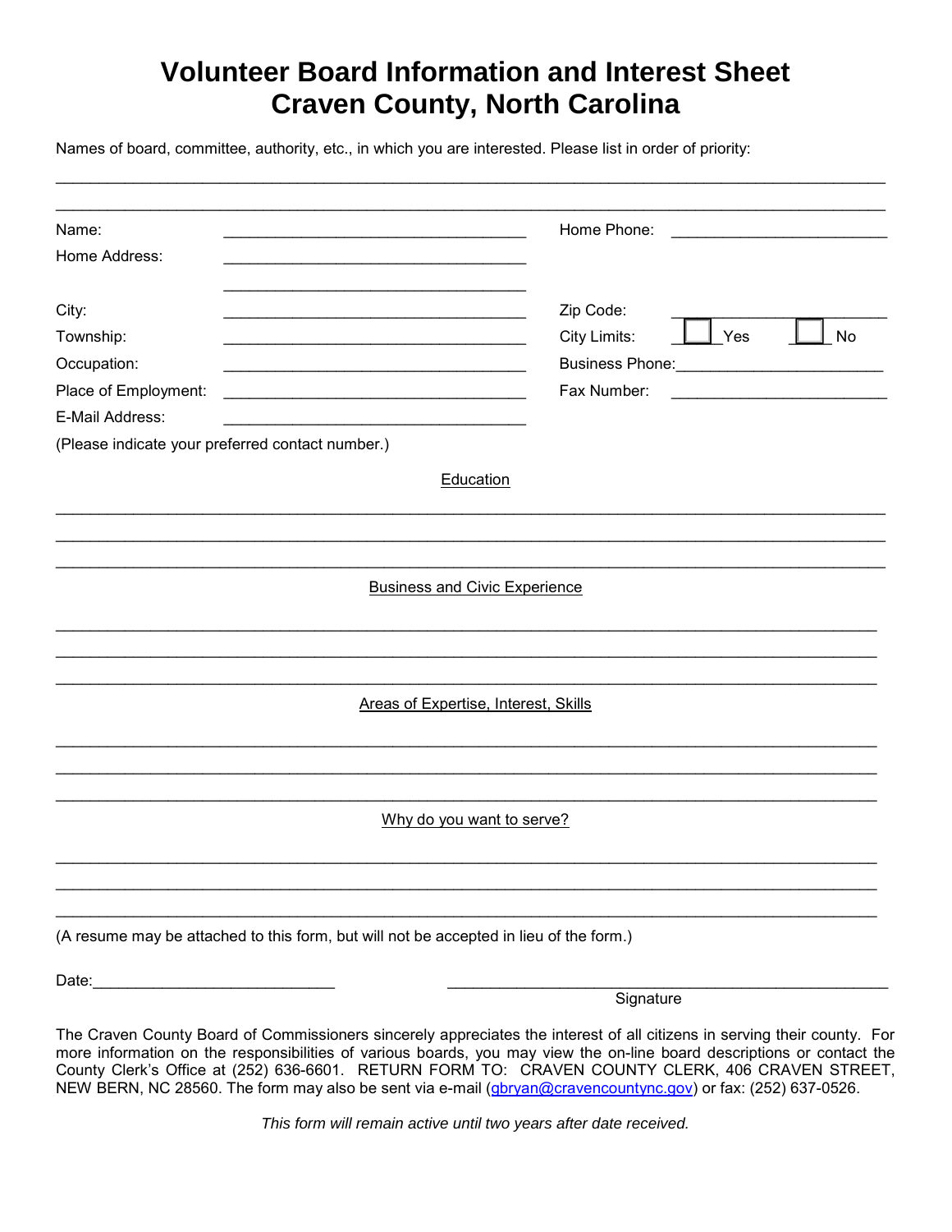# Volunteer Board Information and Interest Sheet
# Craven County, North Carolina

Names of board, committee, authority, etc., in which you are interested. Please list in order of priority:

_______________________________________________________________________________________

_______________________________________________________________________________________

Name: ___________________________________ Home Phone: _________________________

Home Address: ___________________________________

___________________________________

City: ___________________________________ Zip Code: _________________________

Township: ___________________________________ City Limits: ☐ Yes ☐ No

Occupation: ___________________________________ Business Phone: _________________________

Place of Employment: ___________________________________ Fax Number: _________________________

E-Mail Address: ___________________________________

(Please indicate your preferred contact number.)

<u>Education</u>

_______________________________________________________________________________________

_______________________________________________________________________________________

_______________________________________________________________________________________

<u>Business and Civic Experience</u>

_______________________________________________________________________________________

_______________________________________________________________________________________

_______________________________________________________________________________________

<u>Areas of Expertise, Interest, Skills</u>

_______________________________________________________________________________________

_______________________________________________________________________________________

_______________________________________________________________________________________

<u>Why do you want to serve?</u>

_______________________________________________________________________________________

_______________________________________________________________________________________

_______________________________________________________________________________________

(A resume may be attached to this form, but will not be accepted in lieu of the form.)

Date: ___________________________ ___________________________________________

Signature

The Craven County Board of Commissioners sincerely appreciates the interest of all citizens in serving their county. For more information on the responsibilities of various boards, you may view the on-line board descriptions or contact the County Clerk's Office at (252) 636-6601. RETURN FORM TO: CRAVEN COUNTY CLERK, 406 CRAVEN STREET, NEW BERN, NC 28560. The form may also be sent via e-mail (gbryan@cravencountync.gov) or fax: (252) 637-0526.

*This form will remain active until two years after date received.*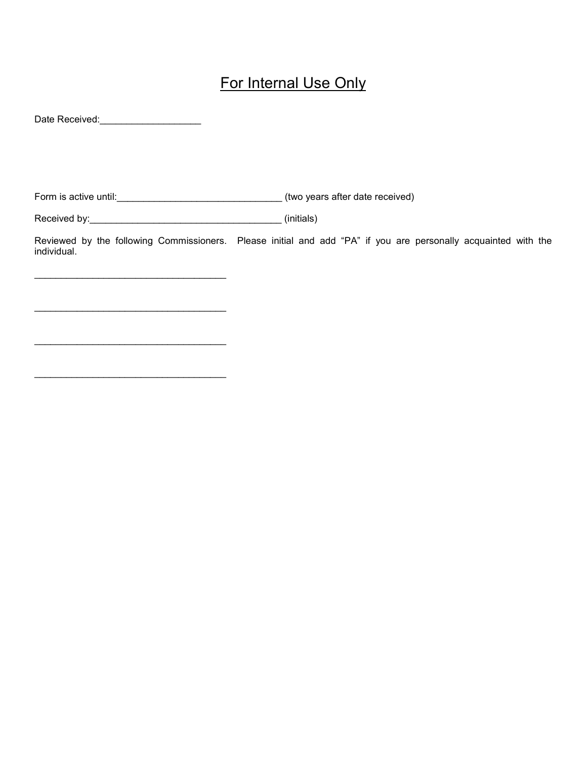## For Internal Use Only

Date Received:___________________

Form is active until:_______________________________ (two years after date received)

Received by:____________________________________ (initials)

Reviewed by the following Commissioners. Please initial and add "PA" if you are personally acquainted with the individual.

____________________________________

____________________________________

____________________________________

____________________________________